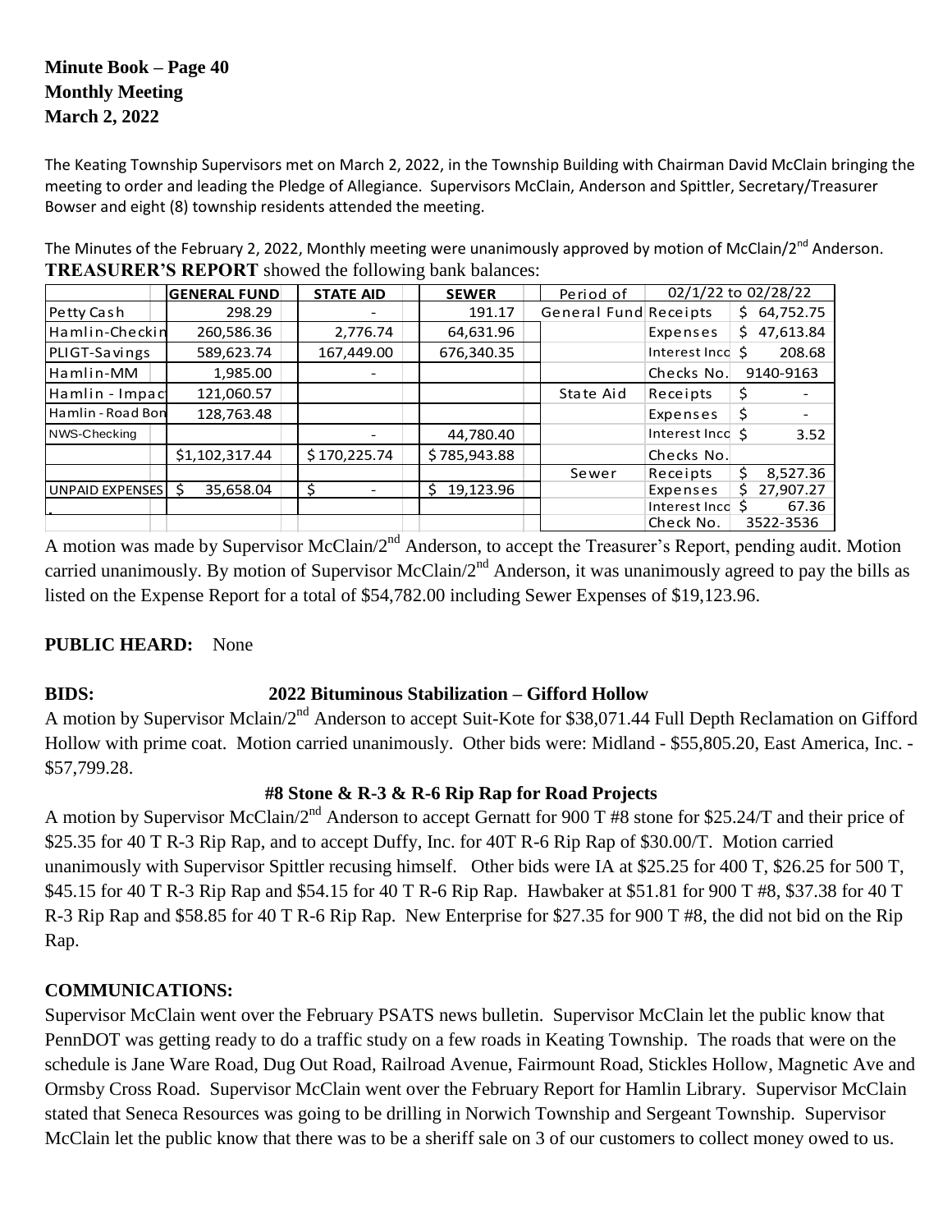**Minute Book – Page 40**
**Monthly Meeting**
**March 2, 2022**

The Keating Township Supervisors met on March 2, 2022, in the Township Building with Chairman David McClain bringing the meeting to order and leading the Pledge of Allegiance. Supervisors McClain, Anderson and Spittler, Secretary/Treasurer Bowser and eight (8) township residents attended the meeting.

The Minutes of the February 2, 2022, Monthly meeting were unanimously approved by motion of McClain/2nd Anderson.

**TREASURER'S REPORT** showed the following bank balances:

| | GENERAL FUND | STATE AID | SEWER | Period of | 02/1/22 to 02/28/22 | |
|---|---|---|---|---|---|---|
| Petty Cash | 298.29 | - | 191.17 | General Fund | Receipts | $ 64,752.75 |
| Hamlin-Checkin | 260,586.36 | 2,776.74 | 64,631.96 | | Expenses | $ 47,613.84 |
| PLIGT-Savings | 589,623.74 | 167,449.00 | 676,340.35 | | Interest Incc | $ 208.68 |
| Hamlin-MM | 1,985.00 | - | | | Checks No. | 9140-9163 |
| Hamlin - Impac | 121,060.57 | | | State Aid | Receipts | $ - |
| Hamlin - Road Bon | 128,763.48 | | | | Expenses | $ - |
| NWS-Checking | | - | 44,780.40 | | Interest Incc | $ 3.52 |
| | $1,102,317.44 | $170,225.74 | $785,943.88 | | Checks No. | |
| | | | | Sewer | Receipts | $ 8,527.36 |
| UNPAID EXPENSES | $ 35,658.04 | $ - | $ 19,123.96 | | Expenses | $ 27,907.27 |
| . | | | | | Interest Incc | $ 67.36 |
| | | | | | Check No. | 3522-3536 |

A motion was made by Supervisor McClain/2nd Anderson, to accept the Treasurer's Report, pending audit. Motion carried unanimously. By motion of Supervisor McClain/2nd Anderson, it was unanimously agreed to pay the bills as listed on the Expense Report for a total of $54,782.00 including Sewer Expenses of $19,123.96.

**PUBLIC HEARD:** None

**BIDS:** **2022 Bituminous Stabilization – Gifford Hollow**

A motion by Supervisor Mclain/2nd Anderson to accept Suit-Kote for $38,071.44 Full Depth Reclamation on Gifford Hollow with prime coat. Motion carried unanimously. Other bids were: Midland - $55,805.20, East America, Inc. - $57,799.28.

**#8 Stone & R-3 & R-6 Rip Rap for Road Projects**

A motion by Supervisor McClain/2nd Anderson to accept Gernatt for 900 T #8 stone for $25.24/T and their price of $25.35 for 40 T R-3 Rip Rap, and to accept Duffy, Inc. for 40T R-6 Rip Rap of $30.00/T. Motion carried unanimously with Supervisor Spittler recusing himself. Other bids were IA at $25.25 for 400 T, $26.25 for 500 T, $45.15 for 40 T R-3 Rip Rap and $54.15 for 40 T R-6 Rip Rap. Hawbaker at $51.81 for 900 T #8, $37.38 for 40 T R-3 Rip Rap and $58.85 for 40 T R-6 Rip Rap. New Enterprise for $27.35 for 900 T #8, the did not bid on the Rip Rap.

**COMMUNICATIONS:**

Supervisor McClain went over the February PSATS news bulletin. Supervisor McClain let the public know that PennDOT was getting ready to do a traffic study on a few roads in Keating Township. The roads that were on the schedule is Jane Ware Road, Dug Out Road, Railroad Avenue, Fairmount Road, Stickles Hollow, Magnetic Ave and Ormsby Cross Road. Supervisor McClain went over the February Report for Hamlin Library. Supervisor McClain stated that Seneca Resources was going to be drilling in Norwich Township and Sergeant Township. Supervisor McClain let the public know that there was to be a sheriff sale on 3 of our customers to collect money owed to us.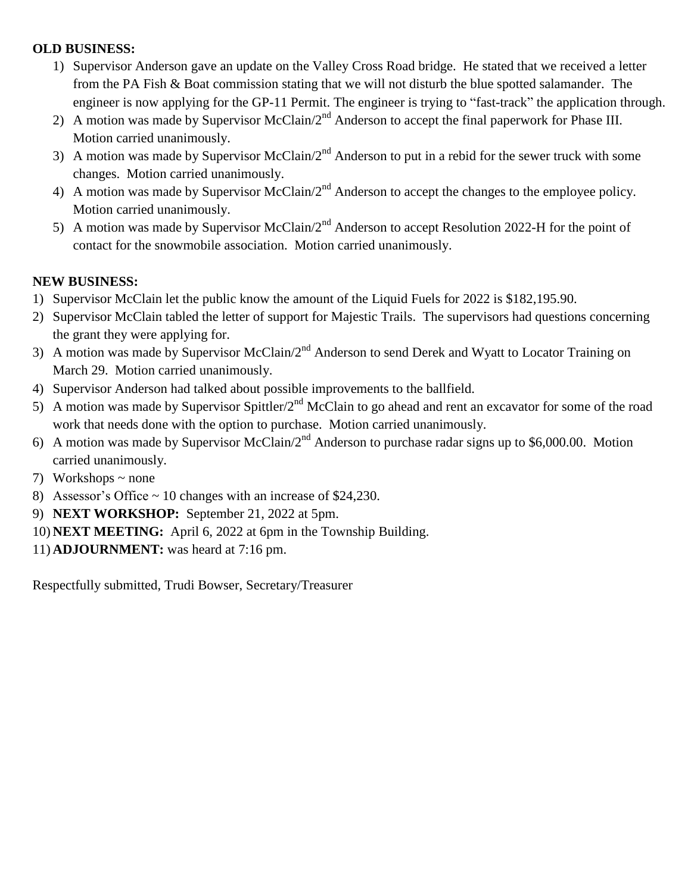**OLD BUSINESS:**

1) Supervisor Anderson gave an update on the Valley Cross Road bridge. He stated that we received a letter from the PA Fish & Boat commission stating that we will not disturb the blue spotted salamander. The engineer is now applying for the GP-11 Permit. The engineer is trying to "fast-track" the application through.
2) A motion was made by Supervisor McClain/2nd Anderson to accept the final paperwork for Phase III. Motion carried unanimously.
3) A motion was made by Supervisor McClain/2nd Anderson to put in a rebid for the sewer truck with some changes. Motion carried unanimously.
4) A motion was made by Supervisor McClain/2nd Anderson to accept the changes to the employee policy. Motion carried unanimously.
5) A motion was made by Supervisor McClain/2nd Anderson to accept Resolution 2022-H for the point of contact for the snowmobile association. Motion carried unanimously.

**NEW BUSINESS:**

1) Supervisor McClain let the public know the amount of the Liquid Fuels for 2022 is $182,195.90.
2) Supervisor McClain tabled the letter of support for Majestic Trails. The supervisors had questions concerning the grant they were applying for.
3) A motion was made by Supervisor McClain/2nd Anderson to send Derek and Wyatt to Locator Training on March 29. Motion carried unanimously.
4) Supervisor Anderson had talked about possible improvements to the ballfield.
5) A motion was made by Supervisor Spittler/2nd McClain to go ahead and rent an excavator for some of the road work that needs done with the option to purchase. Motion carried unanimously.
6) A motion was made by Supervisor McClain/2nd Anderson to purchase radar signs up to $6,000.00. Motion carried unanimously.
7) Workshops ~ none
8) Assessor's Office ~ 10 changes with an increase of $24,230.
9) **NEXT WORKSHOP:** September 21, 2022 at 5pm.
10) **NEXT MEETING:** April 6, 2022 at 6pm in the Township Building.
11) **ADJOURNMENT:** was heard at 7:16 pm.

Respectfully submitted, Trudi Bowser, Secretary/Treasurer